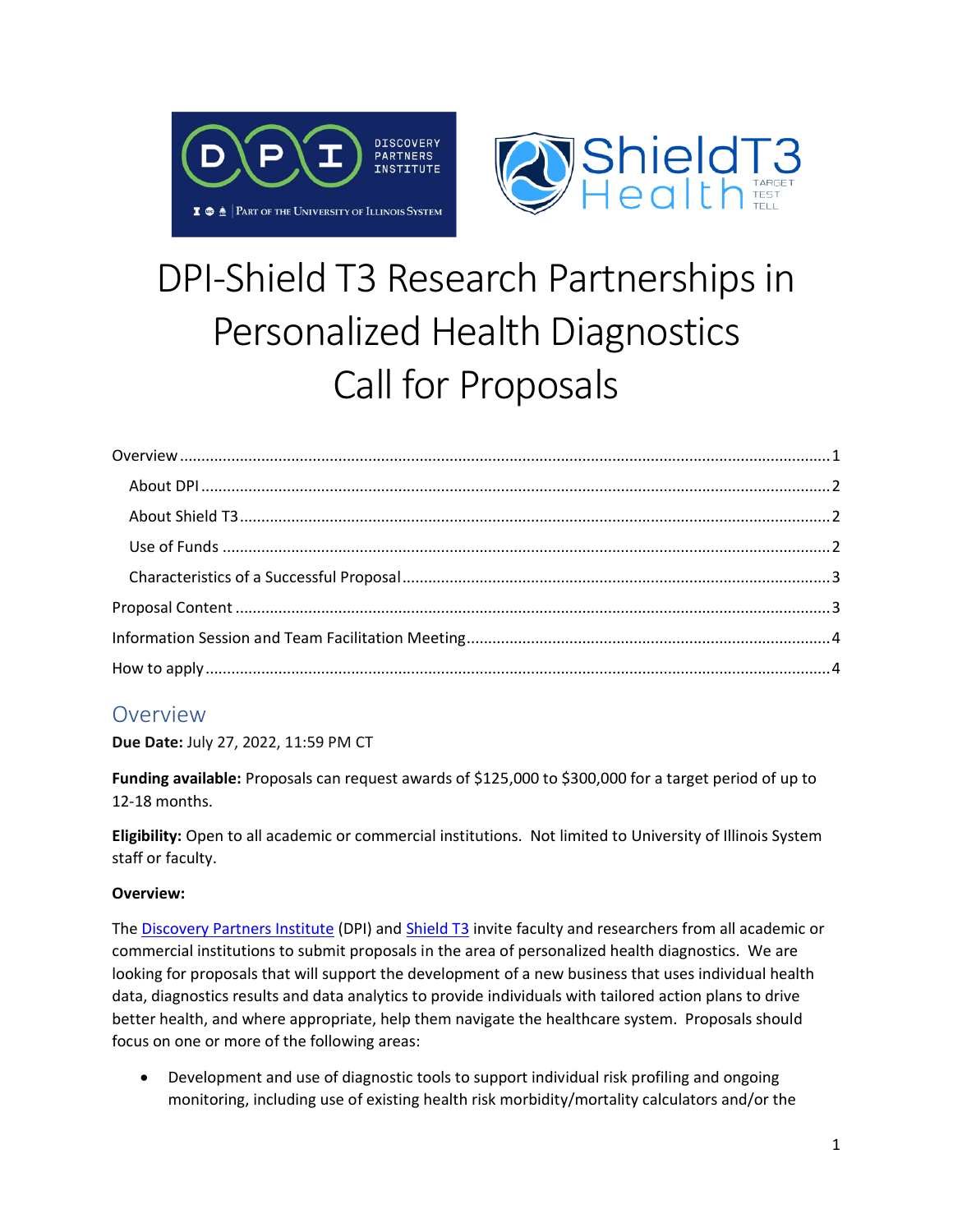# DPI-Shield T3 Research Partnerships in Personalized Health Diagnostics Call for Proposals

Overview .......... 1

About DPI .......... 2

About Shield T3 .......... 2

Use of Funds .......... 2

Characteristics of a Successful Proposal .......... 3

Proposal Content .......... 3

Information Session and Team Facilitation Meeting .......... 4

How to apply .......... 4

## Overview

**Due Date:** July 27, 2022, 11:59 PM CT

**Funding available:** Proposals can request awards of $125,000 to $300,000 for a target period of up to 12-18 months.

**Eligibility:** Open to all academic or commercial institutions. Not limited to University of Illinois System staff or faculty.

**Overview:**

The Discovery Partners Institute (DPI) and Shield T3 invite faculty and researchers from all academic or commercial institutions to submit proposals in the area of personalized health diagnostics. We are looking for proposals that will support the development of a new business that uses individual health data, diagnostics results and data analytics to provide individuals with tailored action plans to drive better health, and where appropriate, help them navigate the healthcare system. Proposals should focus on one or more of the following areas:

- Development and use of diagnostic tools to support individual risk profiling and ongoing monitoring, including use of existing health risk morbidity/mortality calculators and/or the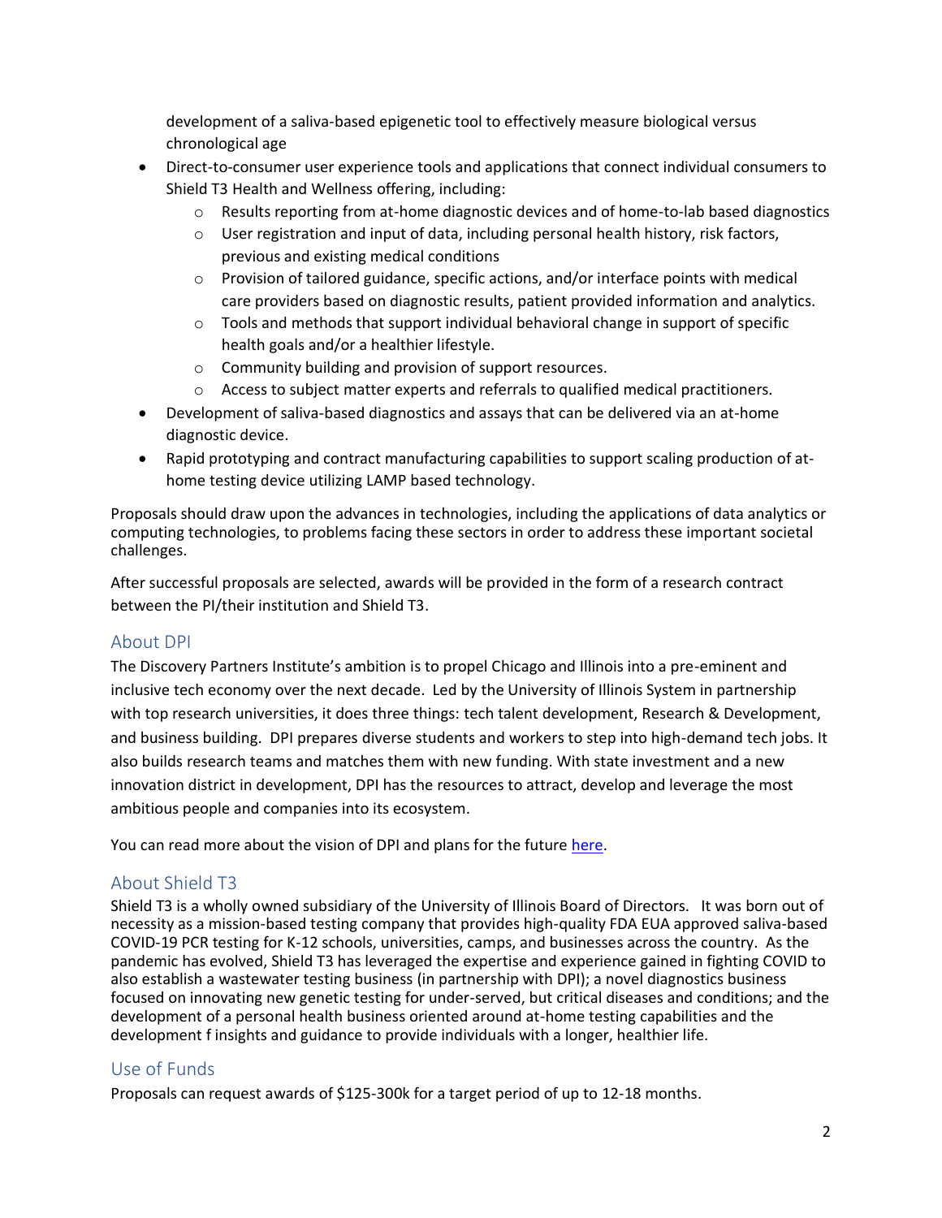development of a saliva-based epigenetic tool to effectively measure biological versus chronological age

- Direct-to-consumer user experience tools and applications that connect individual consumers to Shield T3 Health and Wellness offering, including:
  - Results reporting from at-home diagnostic devices and of home-to-lab based diagnostics
  - User registration and input of data, including personal health history, risk factors, previous and existing medical conditions
  - Provision of tailored guidance, specific actions, and/or interface points with medical care providers based on diagnostic results, patient provided information and analytics.
  - Tools and methods that support individual behavioral change in support of specific health goals and/or a healthier lifestyle.
  - Community building and provision of support resources.
  - Access to subject matter experts and referrals to qualified medical practitioners.
- Development of saliva-based diagnostics and assays that can be delivered via an at-home diagnostic device.
- Rapid prototyping and contract manufacturing capabilities to support scaling production of at-home testing device utilizing LAMP based technology.

Proposals should draw upon the advances in technologies, including the applications of data analytics or computing technologies, to problems facing these sectors in order to address these important societal challenges.

After successful proposals are selected, awards will be provided in the form of a research contract between the PI/their institution and Shield T3.

## About DPI

The Discovery Partners Institute's ambition is to propel Chicago and Illinois into a pre-eminent and inclusive tech economy over the next decade. Led by the University of Illinois System in partnership with top research universities, it does three things: tech talent development, Research & Development, and business building. DPI prepares diverse students and workers to step into high-demand tech jobs. It also builds research teams and matches them with new funding. With state investment and a new innovation district in development, DPI has the resources to attract, develop and leverage the most ambitious people and companies into its ecosystem.

You can read more about the vision of DPI and plans for the future here.

## About Shield T3

Shield T3 is a wholly owned subsidiary of the University of Illinois Board of Directors. It was born out of necessity as a mission-based testing company that provides high-quality FDA EUA approved saliva-based COVID-19 PCR testing for K-12 schools, universities, camps, and businesses across the country. As the pandemic has evolved, Shield T3 has leveraged the expertise and experience gained in fighting COVID to also establish a wastewater testing business (in partnership with DPI); a novel diagnostics business focused on innovating new genetic testing for under-served, but critical diseases and conditions; and the development of a personal health business oriented around at-home testing capabilities and the development f insights and guidance to provide individuals with a longer, healthier life.

## Use of Funds

Proposals can request awards of $125-300k for a target period of up to 12-18 months.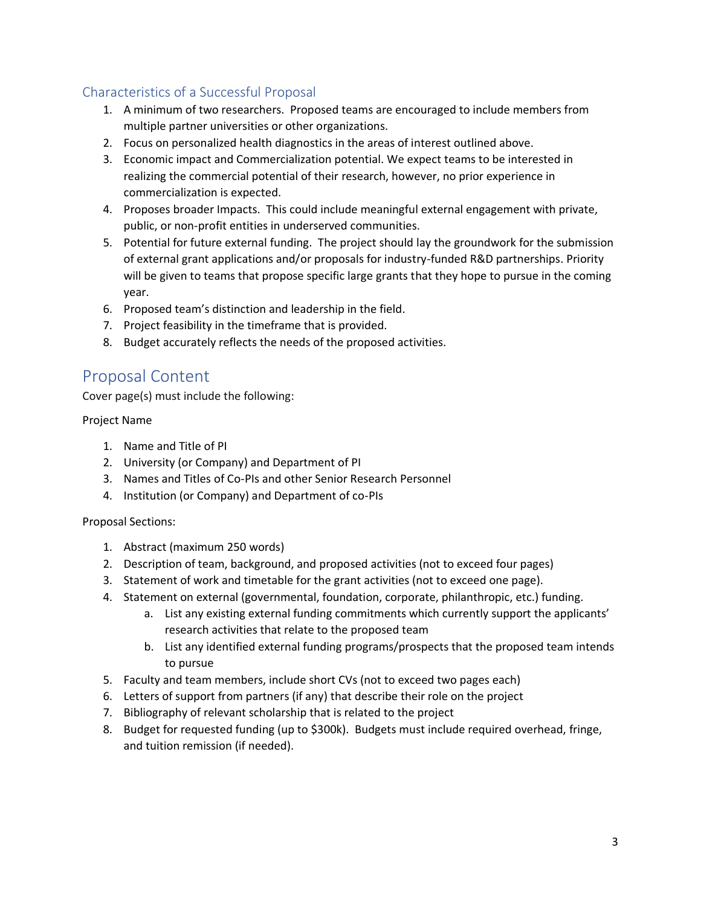### Characteristics of a Successful Proposal

1. A minimum of two researchers. Proposed teams are encouraged to include members from multiple partner universities or other organizations.
2. Focus on personalized health diagnostics in the areas of interest outlined above.
3. Economic impact and Commercialization potential. We expect teams to be interested in realizing the commercial potential of their research, however, no prior experience in commercialization is expected.
4. Proposes broader Impacts. This could include meaningful external engagement with private, public, or non-profit entities in underserved communities.
5. Potential for future external funding. The project should lay the groundwork for the submission of external grant applications and/or proposals for industry-funded R&D partnerships. Priority will be given to teams that propose specific large grants that they hope to pursue in the coming year.
6. Proposed team's distinction and leadership in the field.
7. Project feasibility in the timeframe that is provided.
8. Budget accurately reflects the needs of the proposed activities.

## Proposal Content

Cover page(s) must include the following:

Project Name

1. Name and Title of PI
2. University (or Company) and Department of PI
3. Names and Titles of Co-PIs and other Senior Research Personnel
4. Institution (or Company) and Department of co-PIs

Proposal Sections:

1. Abstract (maximum 250 words)
2. Description of team, background, and proposed activities (not to exceed four pages)
3. Statement of work and timetable for the grant activities (not to exceed one page).
4. Statement on external (governmental, foundation, corporate, philanthropic, etc.) funding.
   a. List any existing external funding commitments which currently support the applicants' research activities that relate to the proposed team
   b. List any identified external funding programs/prospects that the proposed team intends to pursue
5. Faculty and team members, include short CVs (not to exceed two pages each)
6. Letters of support from partners (if any) that describe their role on the project
7. Bibliography of relevant scholarship that is related to the project
8. Budget for requested funding (up to $300k). Budgets must include required overhead, fringe, and tuition remission (if needed).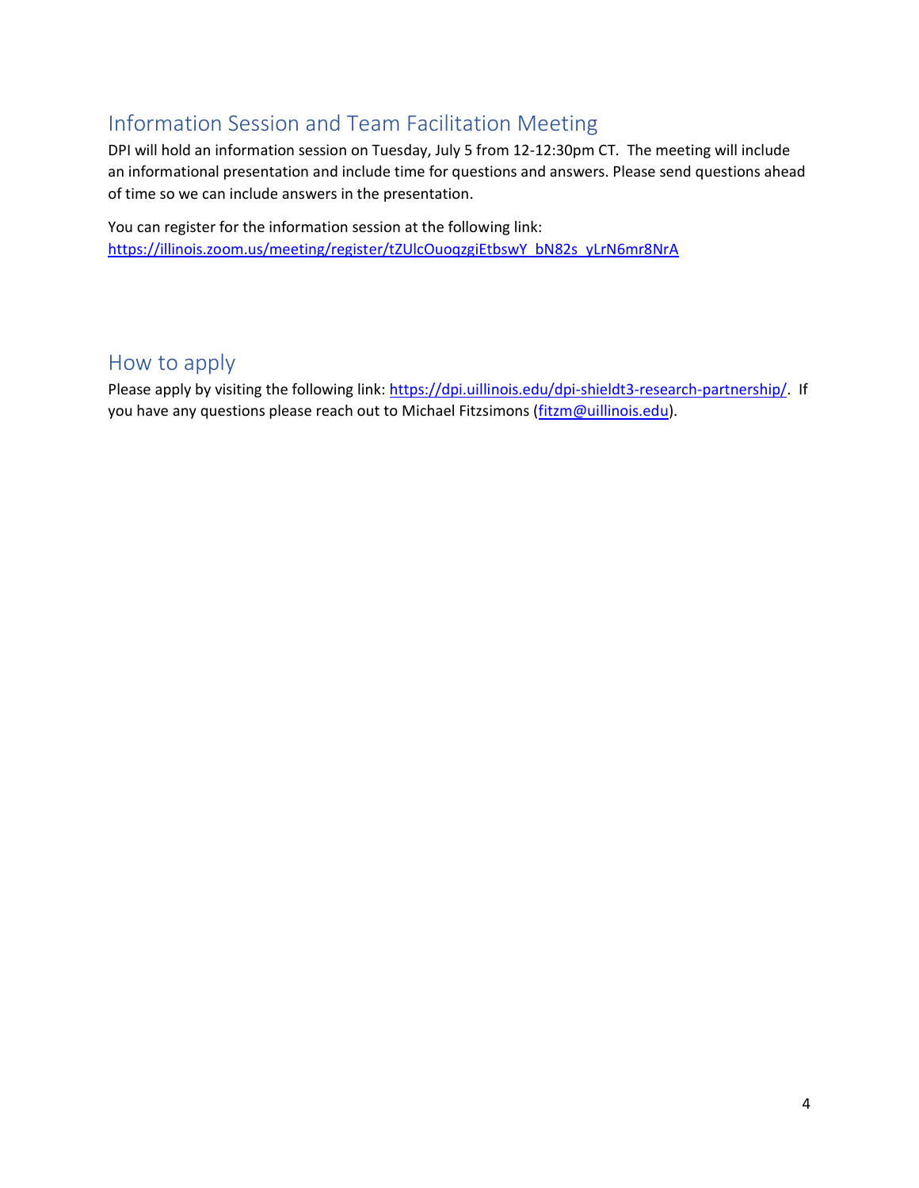## Information Session and Team Facilitation Meeting

DPI will hold an information session on Tuesday, July 5 from 12-12:30pm CT. The meeting will include an informational presentation and include time for questions and answers. Please send questions ahead of time so we can include answers in the presentation.

You can register for the information session at the following link:
[https://illinois.zoom.us/meeting/register/tZUlcOuoqzgiEtbswY_bN82s_yLrN6mr8NrA](https://illinois.zoom.us/meeting/register/tZUlcOuoqzgiEtbswY_bN82s_yLrN6mr8NrA)

## How to apply

Please apply by visiting the following link: [https://dpi.uillinois.edu/dpi-shieldt3-research-partnership/](https://dpi.uillinois.edu/dpi-shieldt3-research-partnership/). If you have any questions please reach out to Michael Fitzsimons ([fitzm@uillinois.edu](mailto:fitzm@uillinois.edu)).